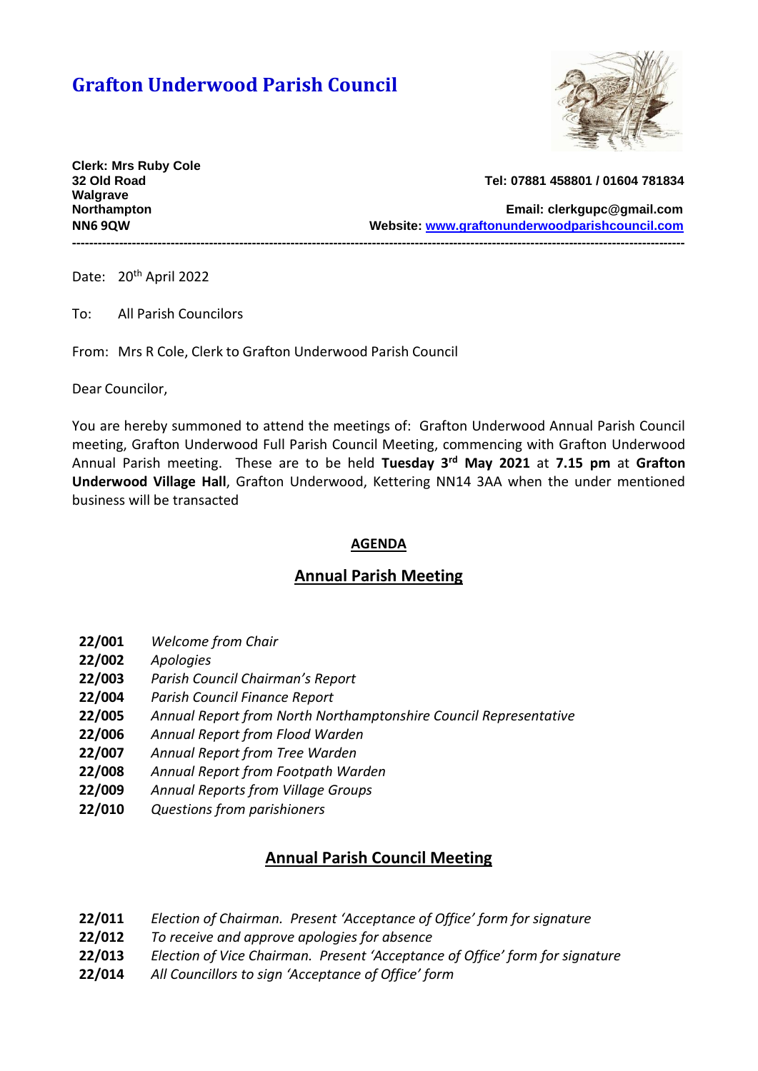# Grafton Underwood Parish Council

**Clerk: Mrs Ruby Cole**
**32 Old Road**
**Walgrave**
**Northampton**
**NN6 9QW**

**Tel: 07881 458801 / 01604 781834**

**Email: clerkgupc@gmail.com**
**Website: [www.graftonunderwoodparishcouncil.com](www.graftonunderwoodparishcouncil.com)**

---

Date: 20th April 2022

To: All Parish Councilors

From: Mrs R Cole, Clerk to Grafton Underwood Parish Council

Dear Councilor,

You are hereby summoned to attend the meetings of: Grafton Underwood Annual Parish Council meeting, Grafton Underwood Full Parish Council Meeting, commencing with Grafton Underwood Annual Parish meeting. These are to be held **Tuesday 3rd May 2021** at **7.15 pm** at **Grafton Underwood Village Hall**, Grafton Underwood, Kettering NN14 3AA when the under mentioned business will be transacted

## AGENDA

## Annual Parish Meeting

**22/001** *Welcome from Chair*
**22/002** *Apologies*
**22/003** *Parish Council Chairman's Report*
**22/004** *Parish Council Finance Report*
**22/005** *Annual Report from North Northamptonshire Council Representative*
**22/006** *Annual Report from Flood Warden*
**22/007** *Annual Report from Tree Warden*
**22/008** *Annual Report from Footpath Warden*
**22/009** *Annual Reports from Village Groups*
**22/010** *Questions from parishioners*

## Annual Parish Council Meeting

**22/011** *Election of Chairman. Present 'Acceptance of Office' form for signature*
**22/012** *To receive and approve apologies for absence*
**22/013** *Election of Vice Chairman. Present 'Acceptance of Office' form for signature*
**22/014** *All Councillors to sign 'Acceptance of Office' form*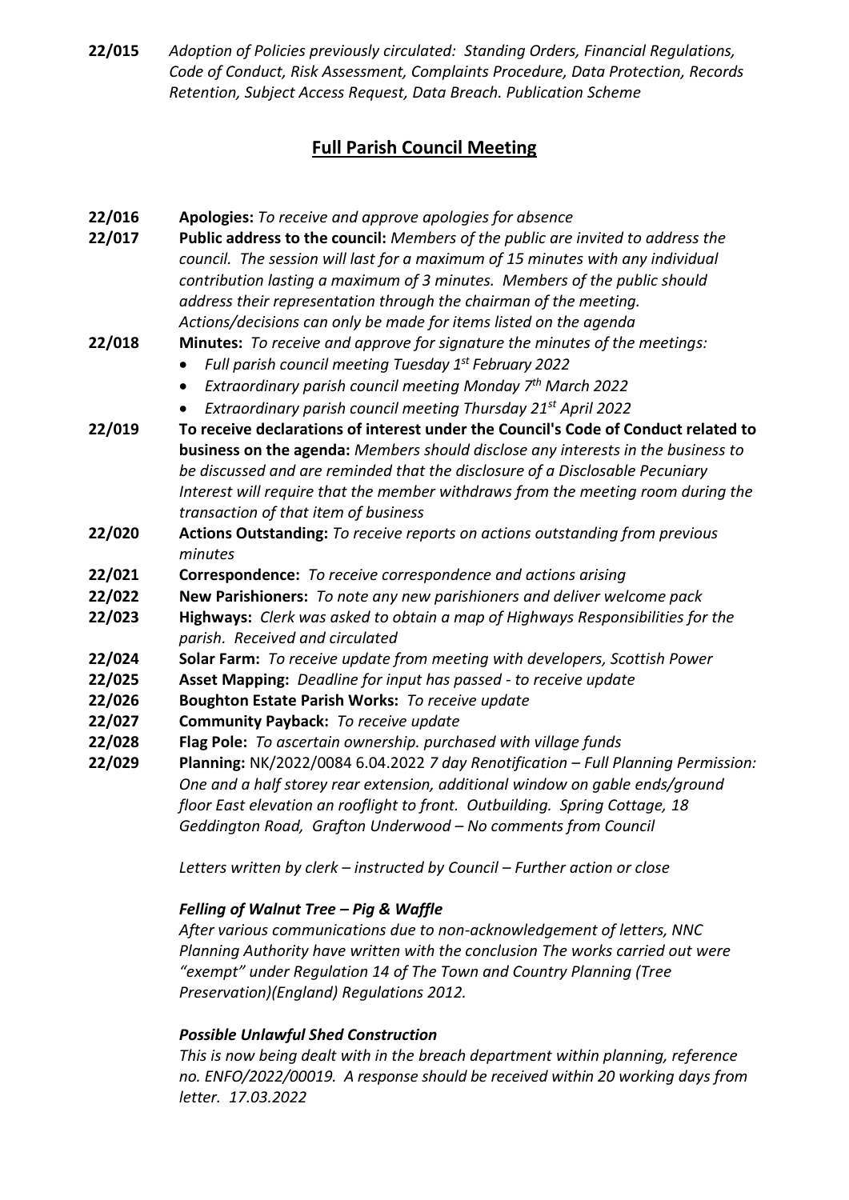**22/015** *Adoption of Policies previously circulated: Standing Orders, Financial Regulations, Code of Conduct, Risk Assessment, Complaints Procedure, Data Protection, Records Retention, Subject Access Request, Data Breach. Publication Scheme*

## Full Parish Council Meeting

**22/016** **Apologies:** *To receive and approve apologies for absence*

**22/017** **Public address to the council:** *Members of the public are invited to address the council. The session will last for a maximum of 15 minutes with any individual contribution lasting a maximum of 3 minutes. Members of the public should address their representation through the chairman of the meeting. Actions/decisions can only be made for items listed on the agenda*

**22/018** **Minutes:** *To receive and approve for signature the minutes of the meetings:*

- *Full parish council meeting Tuesday 1st February 2022*
- *Extraordinary parish council meeting Monday 7th March 2022*
- *Extraordinary parish council meeting Thursday 21st April 2022*

**22/019** **To receive declarations of interest under the Council's Code of Conduct related to business on the agenda:** *Members should disclose any interests in the business to be discussed and are reminded that the disclosure of a Disclosable Pecuniary Interest will require that the member withdraws from the meeting room during the transaction of that item of business*

**22/020** **Actions Outstanding:** *To receive reports on actions outstanding from previous minutes*

**22/021** **Correspondence:** *To receive correspondence and actions arising*

**22/022** **New Parishioners:** *To note any new parishioners and deliver welcome pack*

**22/023** **Highways:** *Clerk was asked to obtain a map of Highways Responsibilities for the parish. Received and circulated*

**22/024** **Solar Farm:** *To receive update from meeting with developers, Scottish Power*

**22/025** **Asset Mapping:** *Deadline for input has passed - to receive update*

**22/026** **Boughton Estate Parish Works:** *To receive update*

**22/027** **Community Payback:** *To receive update*

**22/028** **Flag Pole:** *To ascertain ownership. purchased with village funds*

**22/029** **Planning:** NK/2022/0084 6.04.2022 *7 day Renotification – Full Planning Permission: One and a half storey rear extension, additional window on gable ends/ground floor East elevation an rooflight to front. Outbuilding. Spring Cottage, 18 Geddington Road, Grafton Underwood – No comments from Council*

*Letters written by clerk – instructed by Council – Further action or close*

***Felling of Walnut Tree – Pig & Waffle***

*After various communications due to non-acknowledgement of letters, NNC Planning Authority have written with the conclusion The works carried out were "exempt" under Regulation 14 of The Town and Country Planning (Tree Preservation)(England) Regulations 2012.*

***Possible Unlawful Shed Construction***

*This is now being dealt with in the breach department within planning, reference no. ENFO/2022/00019. A response should be received within 20 working days from letter. 17.03.2022*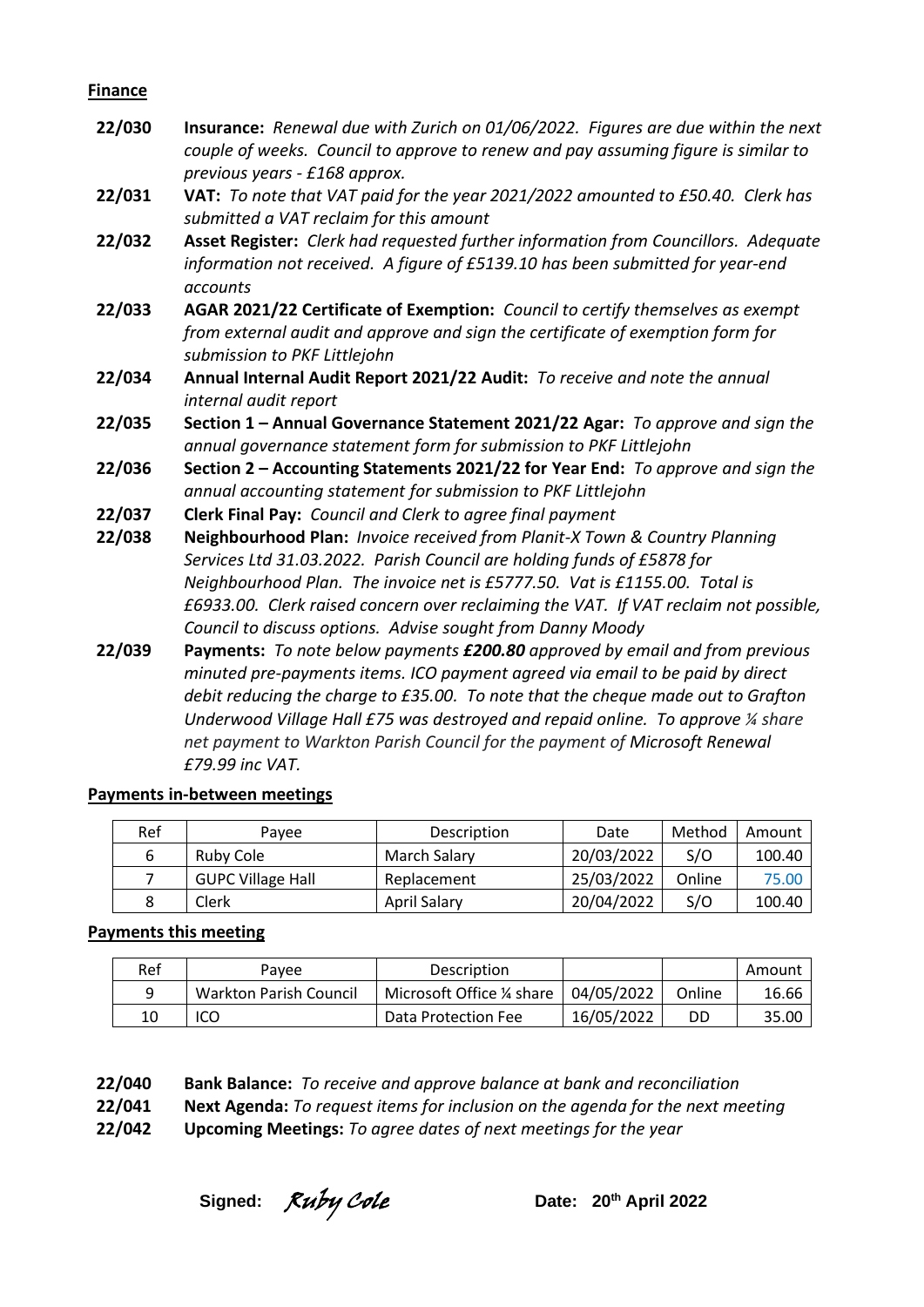**Finance**

**22/030** **Insurance:** *Renewal due with Zurich on 01/06/2022. Figures are due within the next couple of weeks. Council to approve to renew and pay assuming figure is similar to previous years - £168 approx.*

**22/031** **VAT:** *To note that VAT paid for the year 2021/2022 amounted to £50.40. Clerk has submitted a VAT reclaim for this amount*

**22/032** **Asset Register:** *Clerk had requested further information from Councillors. Adequate information not received. A figure of £5139.10 has been submitted for year-end accounts*

**22/033** **AGAR 2021/22 Certificate of Exemption:** *Council to certify themselves as exempt from external audit and approve and sign the certificate of exemption form for submission to PKF Littlejohn*

**22/034** **Annual Internal Audit Report 2021/22 Audit:** *To receive and note the annual internal audit report*

**22/035** **Section 1 – Annual Governance Statement 2021/22 Agar:** *To approve and sign the annual governance statement form for submission to PKF Littlejohn*

**22/036** **Section 2 – Accounting Statements 2021/22 for Year End:** *To approve and sign the annual accounting statement for submission to PKF Littlejohn*

**22/037** **Clerk Final Pay:** *Council and Clerk to agree final payment*

**22/038** **Neighbourhood Plan:** *Invoice received from Planit-X Town & Country Planning Services Ltd 31.03.2022. Parish Council are holding funds of £5878 for Neighbourhood Plan. The invoice net is £5777.50. Vat is £1155.00. Total is £6933.00. Clerk raised concern over reclaiming the VAT. If VAT reclaim not possible, Council to discuss options. Advise sought from Danny Moody*

**22/039** **Payments:** *To note below payments **£200.80** approved by email and from previous minuted pre-payments items. ICO payment agreed via email to be paid by direct debit reducing the charge to £35.00. To note that the cheque made out to Grafton Underwood Village Hall £75 was destroyed and repaid online. To approve ¼ share net payment to Warkton Parish Council for the payment of Microsoft Renewal £79.99 inc VAT.*

**Payments in-between meetings**

| Ref | Payee | Description | Date | Method | Amount |
|---|---|---|---|---|---|
| 6 | Ruby Cole | March Salary | 20/03/2022 | S/O | 100.40 |
| 7 | GUPC Village Hall | Replacement | 25/03/2022 | Online | 75.00 |
| 8 | Clerk | April Salary | 20/04/2022 | S/O | 100.40 |

**Payments this meeting**

| Ref | Payee | Description | | | Amount |
|---|---|---|---|---|---|
| 9 | Warkton Parish Council | Microsoft Office ¼ share | 04/05/2022 | Online | 16.66 |
| 10 | ICO | Data Protection Fee | 16/05/2022 | DD | 35.00 |

**22/040** **Bank Balance:** *To receive and approve balance at bank and reconciliation*

**22/041** **Next Agenda:** *To request items for inclusion on the agenda for the next meeting*

**22/042** **Upcoming Meetings:** *To agree dates of next meetings for the year*

**Signed:** *Ruby Cole* **Date: 20th April 2022**